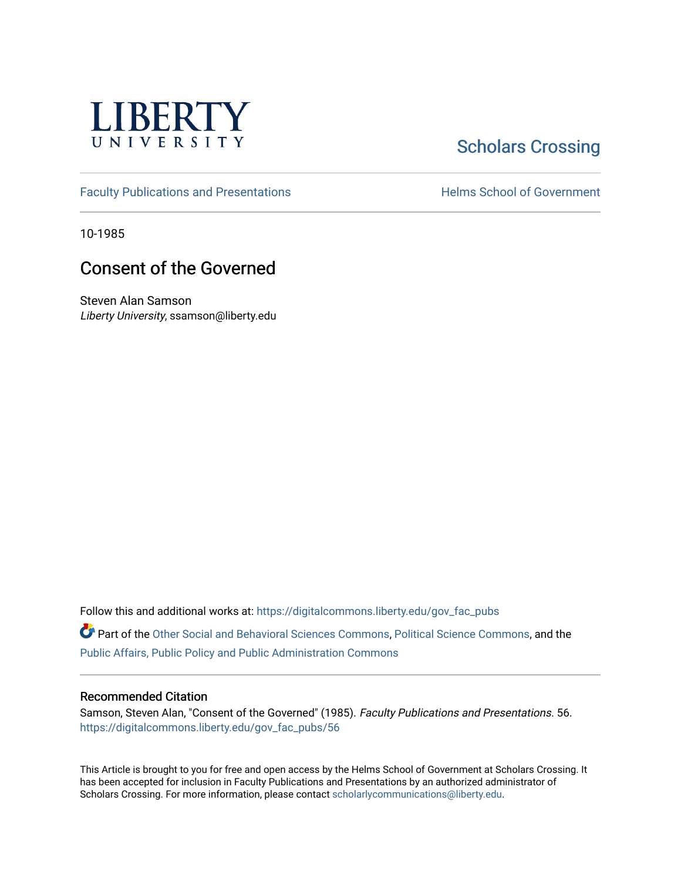LIBERTY UNIVERSITY

Scholars Crossing

Faculty Publications and Presentations

Helms School of Government

10-1985

# Consent of the Governed

Steven Alan Samson
*Liberty University*, ssamson@liberty.edu

Follow this and additional works at: https://digitalcommons.liberty.edu/gov_fac_pubs

Part of the Other Social and Behavioral Sciences Commons, Political Science Commons, and the Public Affairs, Public Policy and Public Administration Commons

## Recommended Citation

Samson, Steven Alan, "Consent of the Governed" (1985). *Faculty Publications and Presentations.* 56.
https://digitalcommons.liberty.edu/gov_fac_pubs/56

This Article is brought to you for free and open access by the Helms School of Government at Scholars Crossing. It has been accepted for inclusion in Faculty Publications and Presentations by an authorized administrator of Scholars Crossing. For more information, please contact scholarlycommunications@liberty.edu.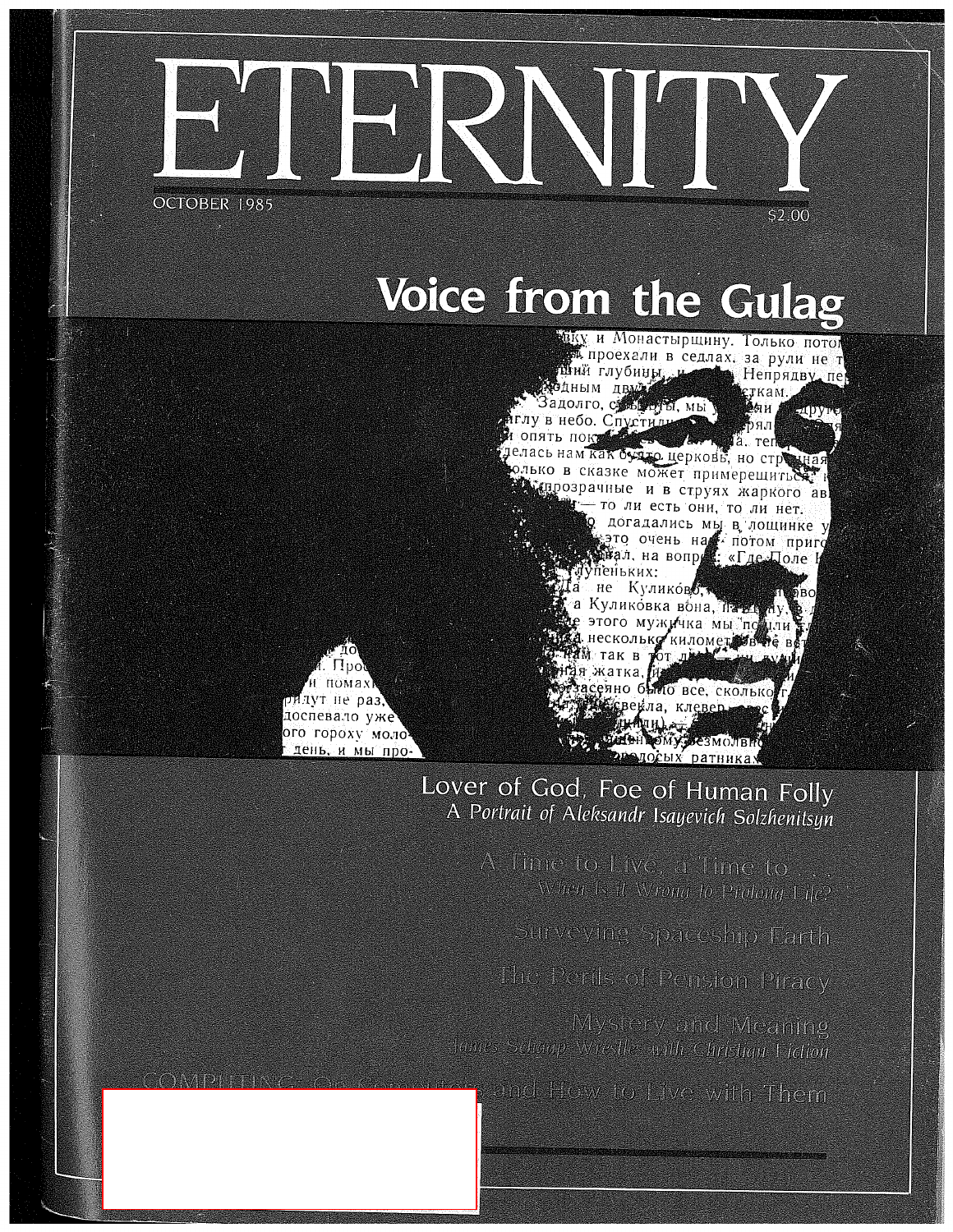# ETERNITY

OCTOBER 1985

$2.00

## Voice from the Gulag

Lover of God, Foe of Human Folly

*A Portrait of Aleksandr Isayevich Solzhenitsyn*

A Time to Live, a Time to . . .

*When Is It Wrong to Prolong Life?*

Surveying Spaceship Earth

The Perils of Pension Piracy

Mystery and Meaning

*James Schaap Wrestles with Christian Fiction*

COMPUTING: On Computers and How to Live with Them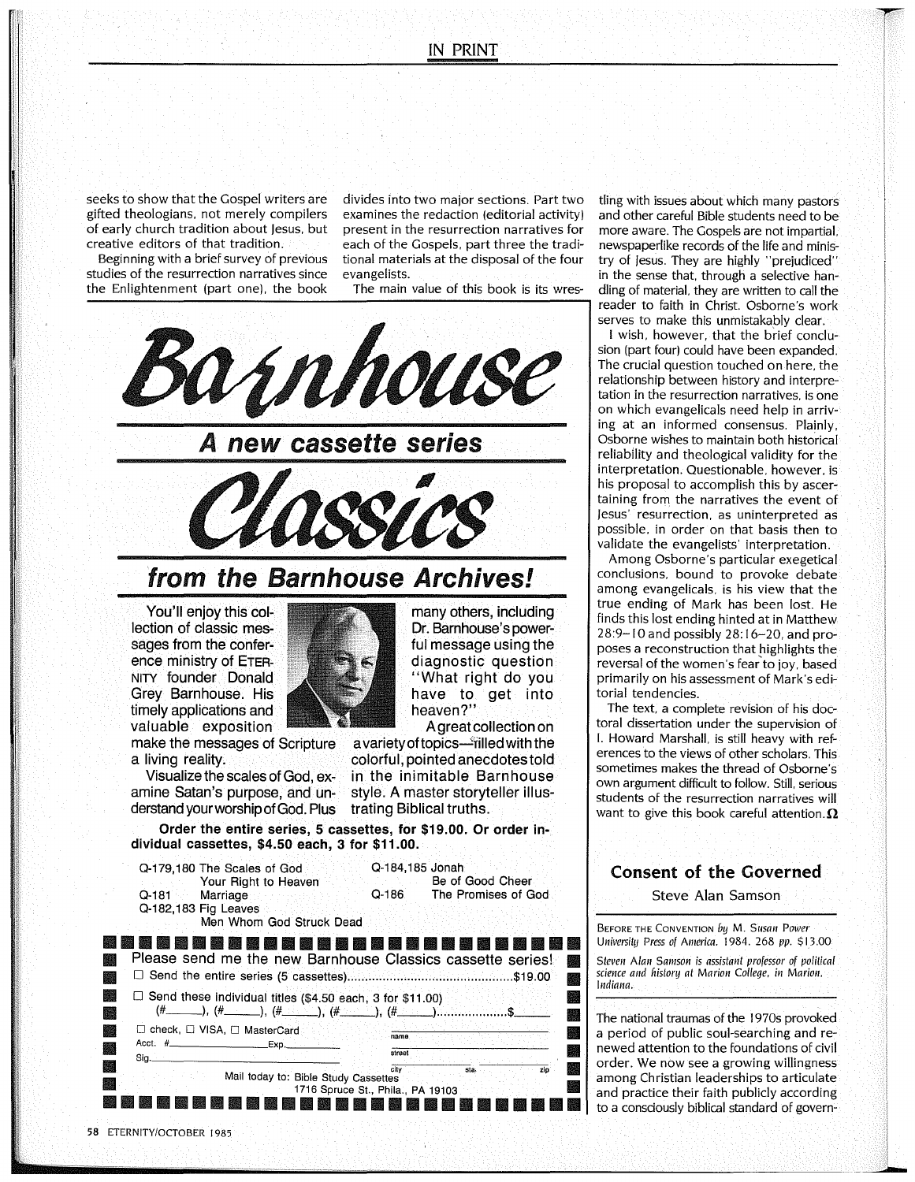seeks to show that the Gospel writers are gifted theologians, not merely compilers of early church tradition about Jesus, but creative editors of that tradition.

Beginning with a brief survey of previous studies of the resurrection narratives since the Enlightenment (part one), the book divides into two major sections. Part two examines the redaction (editorial activity) present in the resurrection narratives for each of the Gospels, part three the traditional materials at the disposal of the four evangelists.

The main value of this book is its wrestling with issues about which many pastors and other careful Bible students need to be more aware. The Gospels are not impartial, newspaperlike records of the life and ministry of Jesus. They are highly "prejudiced" in the sense that, through a selective handling of material, they are written to call the reader to faith in Christ. Osborne's work serves to make this unmistakably clear.

I wish, however, that the brief conclusion (part four) could have been expanded. The crucial question touched on here, the relationship between history and interpretation in the resurrection narratives, is one on which evangelicals need help in arriving at an informed consensus. Plainly, Osborne wishes to maintain both historical reliability and theological validity for the interpretation. Questionable, however, is his proposal to accomplish this by ascertaining from the narratives the event of Jesus' resurrection, as uninterpreted as possible, in order on that basis then to validate the evangelists' interpretation.

Among Osborne's particular exegetical conclusions, bound to provoke debate among evangelicals, is his view that the true ending of Mark has been lost. He finds this lost ending hinted at in Matthew 28:9–10 and possibly 28:16–20, and proposes a reconstruction that highlights the reversal of the women's fear to joy, based primarily on his assessment of Mark's editorial tendencies.

The text, a complete revision of his doctoral dissertation under the supervision of I. Howard Marshall, is still heavy with references to the views of other scholars. This sometimes makes the thread of Osborne's own argument difficult to follow. Still, serious students of the resurrection narratives will want to give this book careful attention. Ω

# Barnhouse

## A new cassette series

# Classics

## from the Barnhouse Archives!

You'll enjoy this collection of classic messages from the conference ministry of ETERNITY founder Donald Grey Barnhouse. His timely applications and valuable exposition make the messages of Scripture a living reality.

Visualize the scales of God, examine Satan's purpose, and understand your worship of God. Plus many others, including Dr. Barnhouse's powerful message using the diagnostic question "What right do you have to get into heaven?"

A great collection on a variety of topics—filled with the colorful, pointed anecdotes told in the inimitable Barnhouse style. A master storyteller illustrating Biblical truths.

**Order the entire series, 5 cassettes, for $19.00. Or order individual cassettes, $4.50 each, 3 for $11.00.**

Q-179,180 The Scales of God
Your Right to Heaven
Q-181 Marriage
Q-182,183 Fig Leaves
Men Whom God Struck Dead
Q-184,185 Jonah
Be of Good Cheer
Q-186 The Promises of God

Please send me the new Barnhouse Classics cassette series!
☐ Send the entire series (5 cassettes)..........$19.00
☐ Send these individual titles ($4.50 each, 3 for $11.00)
(#\_\_\_\_), (#\_\_\_\_), (#\_\_\_\_), (#\_\_\_\_), (#\_\_\_\_)..........$\_\_\_\_
☐ check, ☐ VISA, ☐ MasterCard
Acct. #\_\_\_\_\_\_ Exp.\_\_\_\_\_\_
Sig.\_\_\_\_\_\_
name
street
city sta. zip
Mail today to: Bible Study Cassettes
1716 Spruce St., Phila., PA 19103

## Consent of the Governed

Steve Alan Samson

BEFORE THE CONVENTION *by M. Susan Power*
*University Press of America. 1984. 268 pp. $13.00*

*Steven Alan Samson is assistant professor of political science and history at Marion College, in Marion, Indiana.*

The national traumas of the 1970s provoked a period of public soul-searching and renewed attention to the foundations of civil order. We now see a growing willingness among Christian leaderships to articulate and practice their faith publicly according to a consciously biblical standard of govern-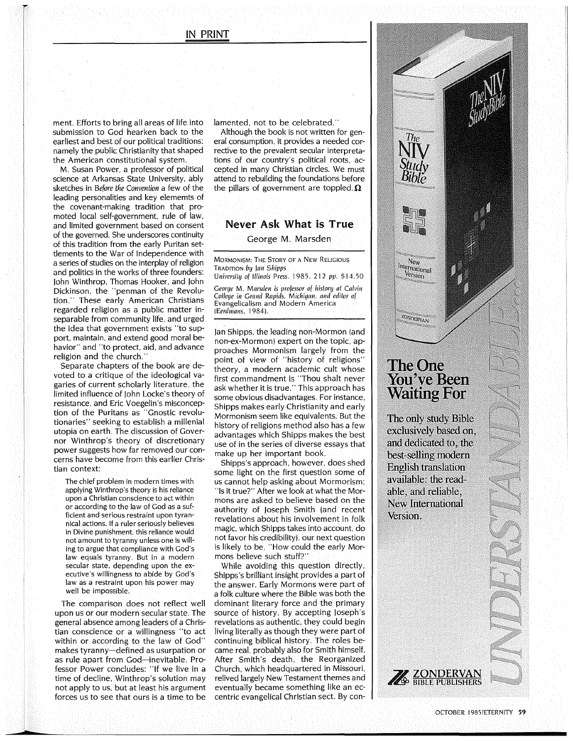ment. Efforts to bring all areas of life into submission to God hearken back to the earliest and best of our political traditions: namely the public Christianity that shaped the American constitutional system.

M. Susan Power, a professor of political science at Arkansas State University, ably sketches in *Before the Convention* a few of the leading personalities and key elememts of the covenant-making tradition that promoted local self-government, rule of law, and limited government based on consent of the governed. She underscores continuity of this tradition from the early Puritan settlements to the War of Independence with a series of studies on the interplay of religion and politics in the works of three founders: John Winthrop, Thomas Hooker, and John Dickinson, the "penman of the Revolution." These early American Christians regarded religion as a public matter inseparable from community life, and urged the idea that government exists "to support, maintain, and extend good moral behavior" and "to protect, aid, and advance religion and the church."

Separate chapters of the book are devoted to a critique of the ideological vagaries of current scholarly literature, the limited influence of John Locke's theory of resistance, and Eric Voegelin's misconception of the Puritans as "Gnostic revolutionaries" seeking to establish a millenial utopia on earth. The discussion of Governor Winthrop's theory of discretionary power suggests how far removed our concerns have become from this earlier Christian context:

> The chief problem in modern times with applying Winthrop's theory is his reliance upon a Christian conscience to act within or according to the law of God as a sufficient and serious restraint upon tyrannical actions. If a ruler seriously believes in Divine punishment, this reliance would not amount to tyranny unless one is willing to argue that compliance with God's law equals tyranny. But in a modern secular state, depending upon the executive's willingness to abide by God's law as a restraint upon his power may well be impossible.

The comparison does not reflect well upon us or our modern secular state. The general absence among leaders of a Christian conscience or a willingness "to act within or according to the law of God" makes tyranny—defined as usurpation or as rule apart from God—inevitable. Professor Power concludes: "If we live in a time of decline, Winthrop's solution may not apply to us, but at least his argument forces us to see that ours is a time to be lamented, not to be celebrated."

Although the book is not written for general consumption, it provides a needed corrective to the prevalent secular interpretations of our country's political roots, accepted in many Christian circles. We must attend to rebuilding the foundations before the pillars of government are toppled. Ω

## Never Ask What is True

George M. Marsden

MORMONISM: THE STORY OF A NEW RELIGIOUS TRADITION *by Jan Shipps*
*University of Illinois Press*. 1985. 212 pp. $14.50

*George M. Marsden is professor of history at Calvin College in Grand Rapids, Michigan, and editor of* Evangelicalism and Modern America *(Eerdmans, 1984).*

Jan Shipps, the leading non-Mormon (and non-ex-Mormon) expert on the topic, approaches Mormonism largely from the point of view of "history of religions" theory, a modern academic cult whose first commandment is "Thou shalt never ask whether it is true." This approach has some obvious disadvantages. For instance, Shipps makes early Christianity and early Mormonism seem like equivalents. But the history of religions method also has a few advantages which Shipps makes the best use of in the series of diverse essays that make up her important book.

Shipps's approach, however, does shed some light on the first question some of us cannot help asking about Mormorism: "Is it true?" After we look at what the Mormons are asked to believe based on the authority of Joseph Smith (and recent revelations about his involvement in folk magic, which Shipps takes into account, do not favor his credibility), our next question is likely to be, "How could the early Mormons believe such stuff?"

While avoiding this question directly, Shipps's brilliant insight provides a part of the answer. Early Mormons were part of a folk culture where the Bible was both the dominant literary force and the primary source of history. By accepting Joseph's revelations as authentic, they could begin living literally as though they were part of continuing biblical history. The roles became real, probably also for Smith himself. After Smith's death, the Reorganized Church, which headquartered in Missouri, relived largely New Testament themes and eventually became something like an eccentric evangelical Christian sect. By con-

**The One You've Been Waiting For**

The only study Bible exclusively based on, and dedicated to, the best-selling modern English translation available: the readable, and reliable, New International Version.

ZONDERVAN BIBLE PUBLISHERS